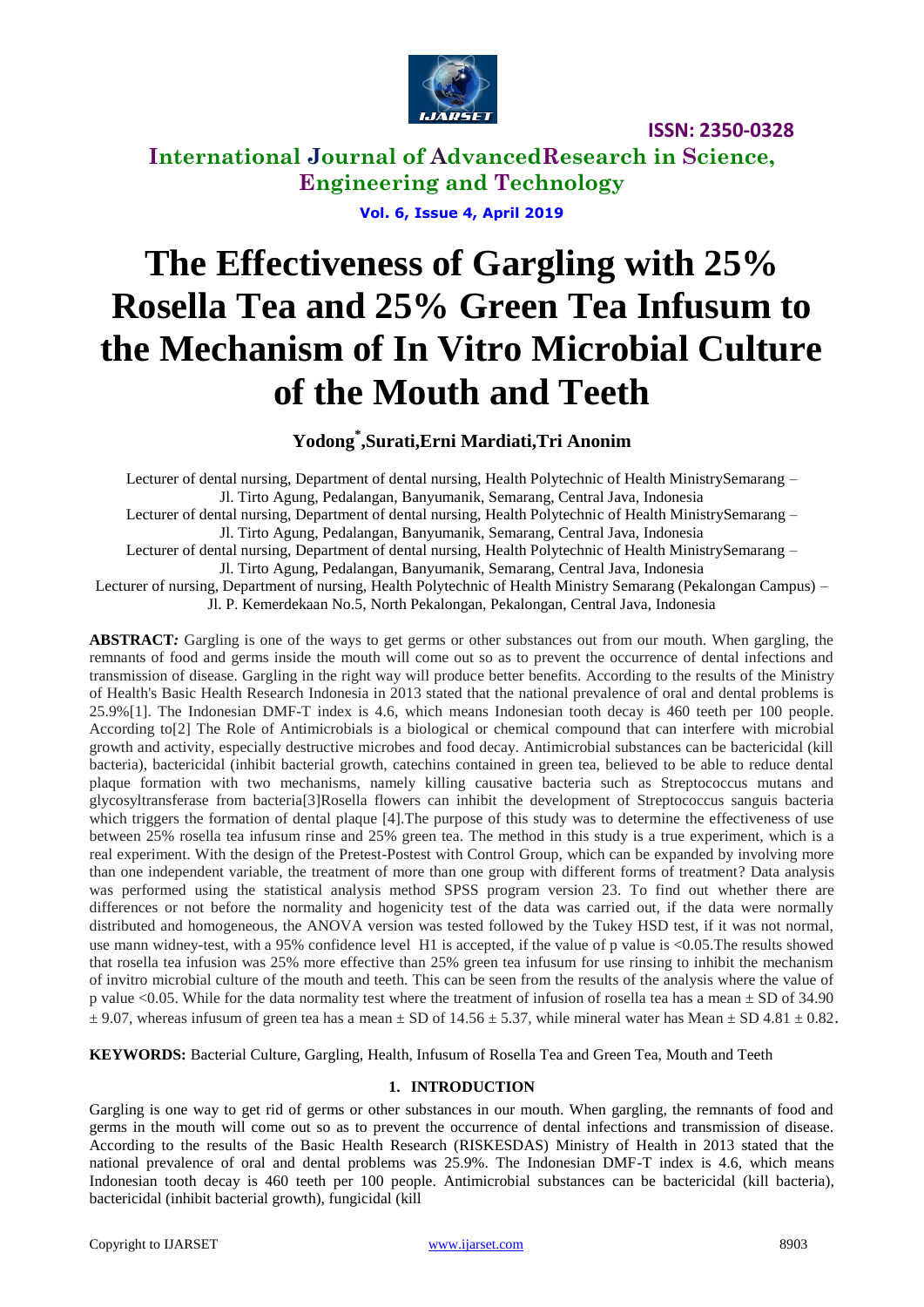# The Effectiveness of Gargling with 25% Rosella Tea and 25% Green Tea Infusum to the Mechanism of In Vitro Microbial Culture of the Mouth and Teeth

**Yodong*,Surati,Erni Mardiati,Tri Anonim**

Lecturer of dental nursing, Department of dental nursing, Health Polytechnic of Health MinistrySemarang – Jl. Tirto Agung, Pedalangan, Banyumanik, Semarang, Central Java, Indonesia

Lecturer of dental nursing, Department of dental nursing, Health Polytechnic of Health MinistrySemarang – Jl. Tirto Agung, Pedalangan, Banyumanik, Semarang, Central Java, Indonesia

Lecturer of dental nursing, Department of dental nursing, Health Polytechnic of Health MinistrySemarang – Jl. Tirto Agung, Pedalangan, Banyumanik, Semarang, Central Java, Indonesia

Lecturer of nursing, Department of nursing, Health Polytechnic of Health Ministry Semarang (Pekalongan Campus) – Jl. P. Kemerdekaan No.5, North Pekalongan, Pekalongan, Central Java, Indonesia

**ABSTRACT***:* Gargling is one of the ways to get germs or other substances out from our mouth. When gargling, the remnants of food and germs inside the mouth will come out so as to prevent the occurrence of dental infections and transmission of disease. Gargling in the right way will produce better benefits. According to the results of the Ministry of Health's Basic Health Research Indonesia in 2013 stated that the national prevalence of oral and dental problems is 25.9%[1]. The Indonesian DMF-T index is 4.6, which means Indonesian tooth decay is 460 teeth per 100 people. According to[2] The Role of Antimicrobials is a biological or chemical compound that can interfere with microbial growth and activity, especially destructive microbes and food decay. Antimicrobial substances can be bactericidal (kill bacteria), bactericidal (inhibit bacterial growth, catechins contained in green tea, believed to be able to reduce dental plaque formation with two mechanisms, namely killing causative bacteria such as Streptococcus mutans and glycosyltransferase from bacteria[3]Rosella flowers can inhibit the development of Streptococcus sanguis bacteria which triggers the formation of dental plaque [4].The purpose of this study was to determine the effectiveness of use between 25% rosella tea infusum rinse and 25% green tea. The method in this study is a true experiment, which is a real experiment. With the design of the Pretest-Postest with Control Group, which can be expanded by involving more than one independent variable, the treatment of more than one group with different forms of treatment? Data analysis was performed using the statistical analysis method SPSS program version 23. To find out whether there are differences or not before the normality and hogenicity test of the data was carried out, if the data were normally distributed and homogeneous, the ANOVA version was tested followed by the Tukey HSD test, if it was not normal, use mann widney-test, with a 95% confidence level H1 is accepted, if the value of p value is <0.05.The results showed that rosella tea infusion was 25% more effective than 25% green tea infusum for use rinsing to inhibit the mechanism of invitro microbial culture of the mouth and teeth. This can be seen from the results of the analysis where the value of p value <0.05. While for the data normality test where the treatment of infusion of rosella tea has a mean ± SD of 34.90 ± 9.07, whereas infusum of green tea has a mean ± SD of 14.56 ± 5.37, while mineral water has Mean ± SD 4.81 ± 0.82.

**KEYWORDS:** Bacterial Culture, Gargling, Health, Infusum of Rosella Tea and Green Tea, Mouth and Teeth

## 1. INTRODUCTION

Gargling is one way to get rid of germs or other substances in our mouth. When gargling, the remnants of food and germs in the mouth will come out so as to prevent the occurrence of dental infections and transmission of disease. According to the results of the Basic Health Research (RISKESDAS) Ministry of Health in 2013 stated that the national prevalence of oral and dental problems was 25.9%. The Indonesian DMF-T index is 4.6, which means Indonesian tooth decay is 460 teeth per 100 people. Antimicrobial substances can be bactericidal (kill bacteria), bactericidal (inhibit bacterial growth), fungicidal (kill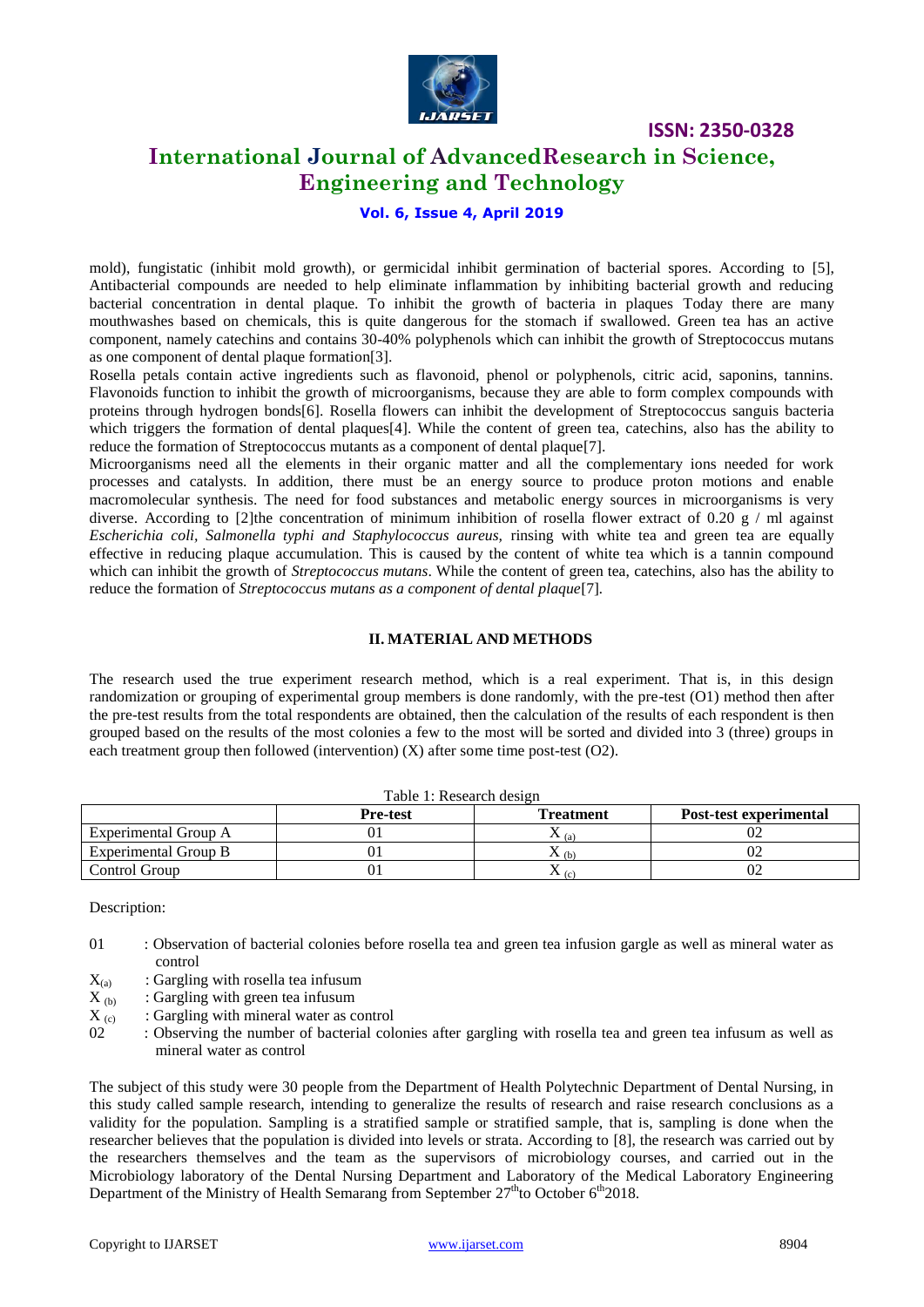mold), fungistatic (inhibit mold growth), or germicidal inhibit germination of bacterial spores. According to [5], Antibacterial compounds are needed to help eliminate inflammation by inhibiting bacterial growth and reducing bacterial concentration in dental plaque. To inhibit the growth of bacteria in plaques Today there are many mouthwashes based on chemicals, this is quite dangerous for the stomach if swallowed. Green tea has an active component, namely catechins and contains 30-40% polyphenols which can inhibit the growth of Streptococcus mutans as one component of dental plaque formation[3].

Rosella petals contain active ingredients such as flavonoid, phenol or polyphenols, citric acid, saponins, tannins. Flavonoids function to inhibit the growth of microorganisms, because they are able to form complex compounds with proteins through hydrogen bonds[6]. Rosella flowers can inhibit the development of Streptococcus sanguis bacteria which triggers the formation of dental plaques[4]. While the content of green tea, catechins, also has the ability to reduce the formation of Streptococcus mutants as a component of dental plaque[7].

Microorganisms need all the elements in their organic matter and all the complementary ions needed for work processes and catalysts. In addition, there must be an energy source to produce proton motions and enable macromolecular synthesis. The need for food substances and metabolic energy sources in microorganisms is very diverse. According to [2]the concentration of minimum inhibition of rosella flower extract of 0.20 g / ml against *Escherichia coli, Salmonella typhi and Staphylococcus aureus,* rinsing with white tea and green tea are equally effective in reducing plaque accumulation. This is caused by the content of white tea which is a tannin compound which can inhibit the growth of *Streptococcus mutans*. While the content of green tea, catechins, also has the ability to reduce the formation of *Streptococcus mutans as a component of dental plaque*[7].

## II. MATERIAL AND METHODS

The research used the true experiment research method, which is a real experiment. That is, in this design randomization or grouping of experimental group members is done randomly, with the pre-test (O1) method then after the pre-test results from the total respondents are obtained, then the calculation of the results of each respondent is then grouped based on the results of the most colonies a few to the most will be sorted and divided into 3 (three) groups in each treatment group then followed (intervention) (X) after some time post-test (O2).

Table 1: Research design

| | Pre-test | Treatment | Post-test experimental |
|---|---|---|---|
| Experimental Group A | 01 | $X_{(a)}$ | 02 |
| Experimental Group B | 01 | $X_{(b)}$ | 02 |
| Control Group | 01 | $X_{(c)}$ | 02 |

Description:

- 01 : Observation of bacterial colonies before rosella tea and green tea infusion gargle as well as mineral water as control
- $X_{(a)}$ : Gargling with rosella tea infusum
- $X_{(b)}$ : Gargling with green tea infusum
- $X_{(c)}$ : Gargling with mineral water as control
- 02 : Observing the number of bacterial colonies after gargling with rosella tea and green tea infusum as well as mineral water as control

The subject of this study were 30 people from the Department of Health Polytechnic Department of Dental Nursing, in this study called sample research, intending to generalize the results of research and raise research conclusions as a validity for the population. Sampling is a stratified sample or stratified sample, that is, sampling is done when the researcher believes that the population is divided into levels or strata. According to [8], the research was carried out by the researchers themselves and the team as the supervisors of microbiology courses, and carried out in the Microbiology laboratory of the Dental Nursing Department and Laboratory of the Medical Laboratory Engineering Department of the Ministry of Health Semarang from September 27thto October 6th2018.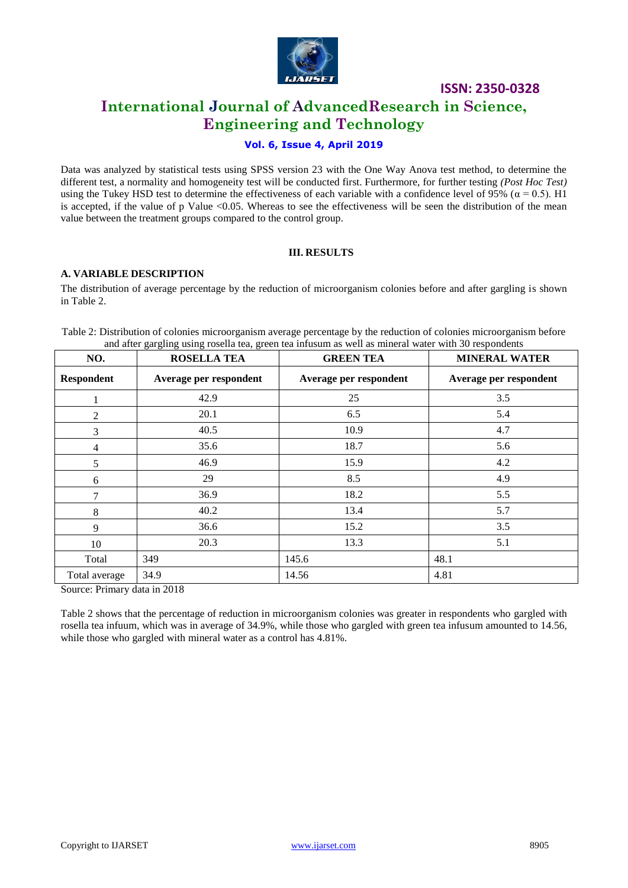Data was analyzed by statistical tests using SPSS version 23 with the One Way Anova test method, to determine the different test, a normality and homogeneity test will be conducted first. Furthermore, for further testing *(Post Hoc Test)* using the Tukey HSD test to determine the effectiveness of each variable with a confidence level of 95% ($\alpha = 0.5$). H1 is accepted, if the value of p Value <0.05. Whereas to see the effectiveness will be seen the distribution of the mean value between the treatment groups compared to the control group.

## III. RESULTS

### A. VARIABLE DESCRIPTION

The distribution of average percentage by the reduction of microorganism colonies before and after gargling is shown in Table 2.

Table 2: Distribution of colonies microorganism average percentage by the reduction of colonies microorganism before and after gargling using rosella tea, green tea infusum as well as mineral water with 30 respondents

| NO. | ROSELLA TEA | GREEN TEA | MINERAL WATER |
|---|---|---|---|
| **Respondent** | **Average per respondent** | **Average per respondent** | **Average per respondent** |
| 1 | 42.9 | 25 | 3.5 |
| 2 | 20.1 | 6.5 | 5.4 |
| 3 | 40.5 | 10.9 | 4.7 |
| 4 | 35.6 | 18.7 | 5.6 |
| 5 | 46.9 | 15.9 | 4.2 |
| 6 | 29 | 8.5 | 4.9 |
| 7 | 36.9 | 18.2 | 5.5 |
| 8 | 40.2 | 13.4 | 5.7 |
| 9 | 36.6 | 15.2 | 3.5 |
| 10 | 20.3 | 13.3 | 5.1 |
| Total | 349 | 145.6 | 48.1 |
| Total average | 34.9 | 14.56 | 4.81 |

Source: Primary data in 2018

Table 2 shows that the percentage of reduction in microorganism colonies was greater in respondents who gargled with rosella tea infuum, which was in average of 34.9%, while those who gargled with green tea infusum amounted to 14.56, while those who gargled with mineral water as a control has 4.81%.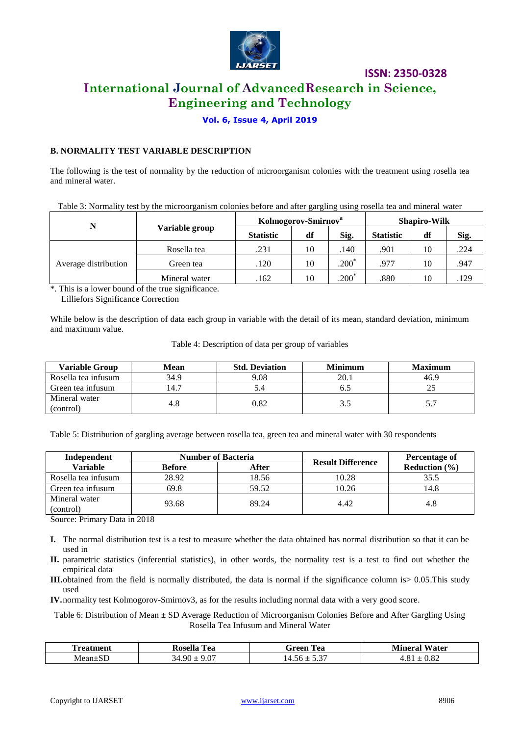### B. NORMALITY TEST VARIABLE DESCRIPTION

The following is the test of normality by the reduction of microorganism colonies with the treatment using rosella tea and mineral water.

Table 3: Normality test by the microorganism colonies before and after gargling using rosella tea and mineral water

| N | Variable group | Kolmogorov-Smirnov[a] | | | Shapiro-Wilk | | |
|---|---|---|---|---|---|---|---|
| | | Statistic | df | Sig. | Statistic | df | Sig. |
| Average distribution | Rosella tea | .231 | 10 | .140 | .901 | 10 | .224 |
| | Green tea | .120 | 10 | .200* | .977 | 10 | .947 |
| | Mineral water | .162 | 10 | .200* | .880 | 10 | .129 |

*. This is a lower bound of the true significance.
Lilliefors Significance Correction

While below is the description of data each group in variable with the detail of its mean, standard deviation, minimum and maximum value.

Table 4: Description of data per group of variables

| Variable Group | Mean | Std. Deviation | Minimum | Maximum |
|---|---|---|---|---|
| Rosella tea infusum | 34.9 | 9.08 | 20.1 | 46.9 |
| Green tea infusum | 14.7 | 5.4 | 6.5 | 25 |
| Mineral water (control) | 4.8 | 0.82 | 3.5 | 5.7 |

Table 5: Distribution of gargling average between rosella tea, green tea and mineral water with 30 respondents

| Independent Variable | Number of Bacteria | | Result Difference | Percentage of Reduction (%) |
|---|---|---|---|---|
| | Before | After | | |
| Rosella tea infusum | 28.92 | 18.56 | 10.28 | 35.5 |
| Green tea infusum | 69.8 | 59.52 | 10.26 | 14.8 |
| Mineral water (control) | 93.68 | 89.24 | 4.42 | 4.8 |

Source: Primary Data in 2018

I. The normal distribution test is a test to measure whether the data obtained has normal distribution so that it can be used in

II. parametric statistics (inferential statistics), in other words, the normality test is a test to find out whether the empirical data

III. obtained from the field is normally distributed, the data is normal if the significance column is> 0.05.This study used

IV. normality test Kolmogorov-Smirnov3, as for the results including normal data with a very good score.

Table 6: Distribution of Mean ± SD Average Reduction of Microorganism Colonies Before and After Gargling Using Rosella Tea Infusum and Mineral Water

| Treatment | Rosella Tea | Green Tea | Mineral Water |
|---|---|---|---|
| Mean±SD | 34.90 ± 9.07 | 14.56 ± 5.37 | 4.81 ± 0.82 |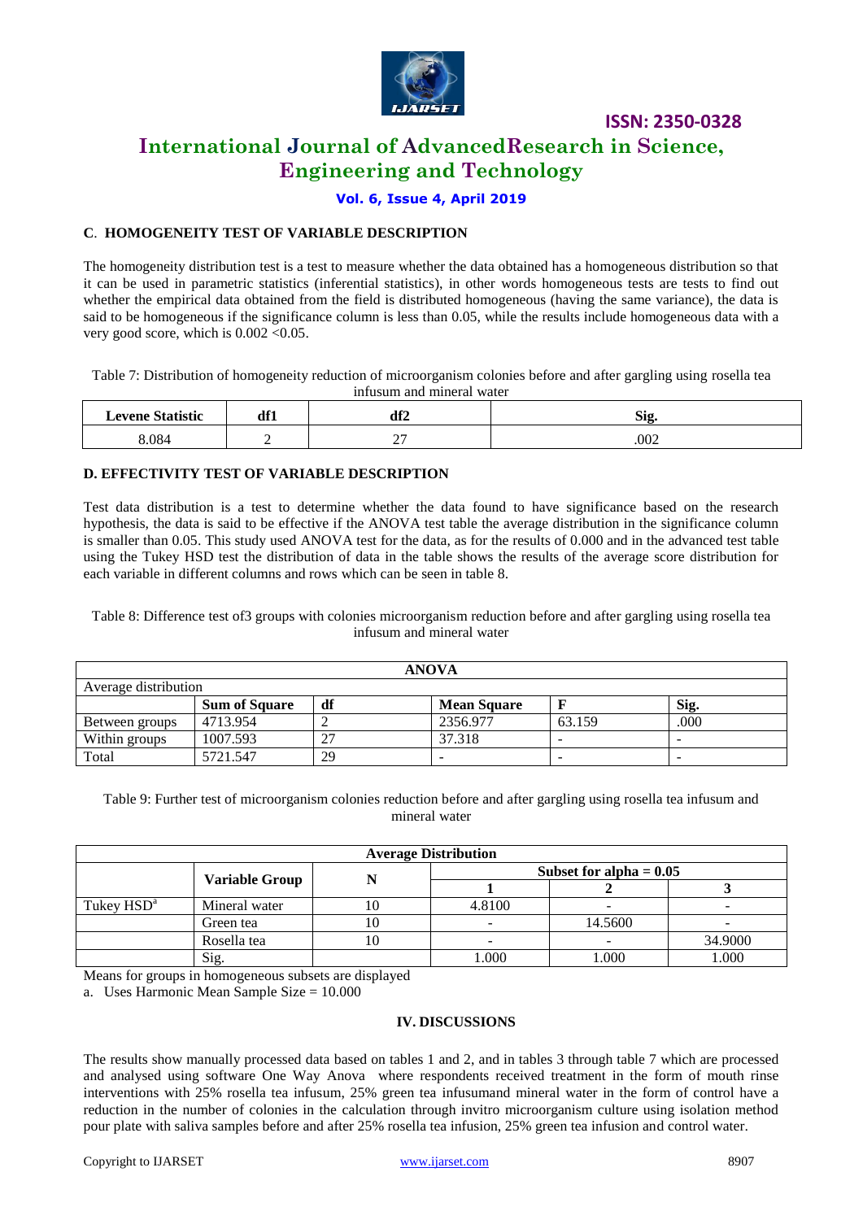### C. HOMOGENEITY TEST OF VARIABLE DESCRIPTION

The homogeneity distribution test is a test to measure whether the data obtained has a homogeneous distribution so that it can be used in parametric statistics (inferential statistics), in other words homogeneous tests are tests to find out whether the empirical data obtained from the field is distributed homogeneous (having the same variance), the data is said to be homogeneous if the significance column is less than 0.05, while the results include homogeneous data with a very good score, which is 0.002 <0.05.

Table 7: Distribution of homogeneity reduction of microorganism colonies before and after gargling using rosella tea infusum and mineral water

| Levene Statistic | df1 | df2 | Sig. |
|---|---|---|---|
| 8.084 | 2 | 27 | .002 |

### D. EFFECTIVITY TEST OF VARIABLE DESCRIPTION

Test data distribution is a test to determine whether the data found to have significance based on the research hypothesis, the data is said to be effective if the ANOVA test table the average distribution in the significance column is smaller than 0.05. This study used ANOVA test for the data, as for the results of 0.000 and in the advanced test table using the Tukey HSD test the distribution of data in the table shows the results of the average score distribution for each variable in different columns and rows which can be seen in table 8.

Table 8: Difference test of3 groups with colonies microorganism reduction before and after gargling using rosella tea infusum and mineral water

| ANOVA | | | | | |
|---|---|---|---|---|---|
| Average distribution | | | | | |
| | Sum of Square | df | Mean Square | F | Sig. |
| Between groups | 4713.954 | 2 | 2356.977 | 63.159 | .000 |
| Within groups | 1007.593 | 27 | 37.318 | - | - |
| Total | 5721.547 | 29 | - | - | - |

Table 9: Further test of microorganism colonies reduction before and after gargling using rosella tea infusum and mineral water

| Average Distribution | | | | | |
|---|---|---|---|---|---|
| | Variable Group | N | Subset for alpha = 0.05 | | |
| | | | 1 | 2 | 3 |
| Tukey HSD[a] | Mineral water | 10 | 4.8100 | - | - |
| | Green tea | 10 | - | 14.5600 | - |
| | Rosella tea | 10 | - | - | 34.9000 |
| | Sig. | | 1.000 | 1.000 | 1.000 |

Means for groups in homogeneous subsets are displayed

a. Uses Harmonic Mean Sample Size = 10.000

## IV. DISCUSSIONS

The results show manually processed data based on tables 1 and 2, and in tables 3 through table 7 which are processed and analysed using software One Way Anova where respondents received treatment in the form of mouth rinse interventions with 25% rosella tea infusum, 25% green tea infusumand mineral water in the form of control have a reduction in the number of colonies in the calculation through invitro microorganism culture using isolation method pour plate with saliva samples before and after 25% rosella tea infusion, 25% green tea infusion and control water.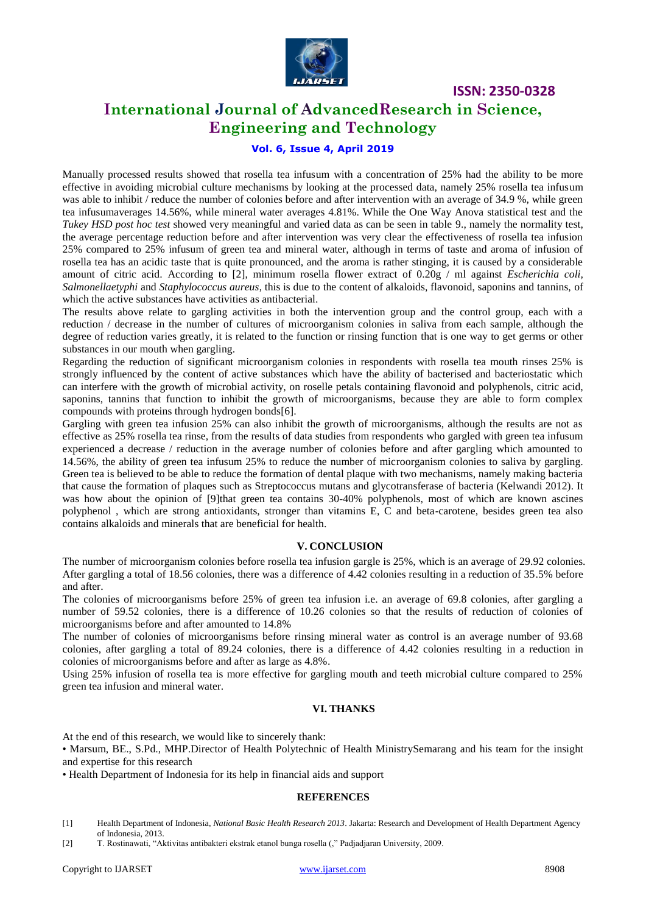Manually processed results showed that rosella tea infusum with a concentration of 25% had the ability to be more effective in avoiding microbial culture mechanisms by looking at the processed data, namely 25% rosella tea infusum was able to inhibit / reduce the number of colonies before and after intervention with an average of 34.9 %, while green tea infusumaverages 14.56%, while mineral water averages 4.81%. While the One Way Anova statistical test and the *Tukey HSD post hoc test* showed very meaningful and varied data as can be seen in table 9., namely the normality test, the average percentage reduction before and after intervention was very clear the effectiveness of rosella tea infusion 25% compared to 25% infusum of green tea and mineral water, although in terms of taste and aroma of infusion of rosella tea has an acidic taste that is quite pronounced, and the aroma is rather stinging, it is caused by a considerable amount of citric acid. According to [2], minimum rosella flower extract of 0.20g / ml against *Escherichia coli, Salmonellaetyphi* and *Staphylococcus aureus*, this is due to the content of alkaloids, flavonoid, saponins and tannins, of which the active substances have activities as antibacterial.

The results above relate to gargling activities in both the intervention group and the control group, each with a reduction / decrease in the number of cultures of microorganism colonies in saliva from each sample, although the degree of reduction varies greatly, it is related to the function or rinsing function that is one way to get germs or other substances in our mouth when gargling.

Regarding the reduction of significant microorganism colonies in respondents with rosella tea mouth rinses 25% is strongly influenced by the content of active substances which have the ability of bacterised and bacteriostatic which can interfere with the growth of microbial activity, on roselle petals containing flavonoid and polyphenols, citric acid, saponins, tannins that function to inhibit the growth of microorganisms, because they are able to form complex compounds with proteins through hydrogen bonds[6].

Gargling with green tea infusion 25% can also inhibit the growth of microorganisms, although the results are not as effective as 25% rosella tea rinse, from the results of data studies from respondents who gargled with green tea infusum experienced a decrease / reduction in the average number of colonies before and after gargling which amounted to 14.56%, the ability of green tea infusum 25% to reduce the number of microorganism colonies to saliva by gargling. Green tea is believed to be able to reduce the formation of dental plaque with two mechanisms, namely making bacteria that cause the formation of plaques such as Streptococcus mutans and glycotransferase of bacteria (Kelwandi 2012). It was how about the opinion of [9]that green tea contains 30-40% polyphenols, most of which are known ascines polyphenol , which are strong antioxidants, stronger than vitamins E, C and beta-carotene, besides green tea also contains alkaloids and minerals that are beneficial for health.

## V. CONCLUSION

The number of microorganism colonies before rosella tea infusion gargle is 25%, which is an average of 29.92 colonies. After gargling a total of 18.56 colonies, there was a difference of 4.42 colonies resulting in a reduction of 35.5% before and after.

The colonies of microorganisms before 25% of green tea infusion i.e. an average of 69.8 colonies, after gargling a number of 59.52 colonies, there is a difference of 10.26 colonies so that the results of reduction of colonies of microorganisms before and after amounted to 14.8%

The number of colonies of microorganisms before rinsing mineral water as control is an average number of 93.68 colonies, after gargling a total of 89.24 colonies, there is a difference of 4.42 colonies resulting in a reduction in colonies of microorganisms before and after as large as 4.8%.

Using 25% infusion of rosella tea is more effective for gargling mouth and teeth microbial culture compared to 25% green tea infusion and mineral water.

## VI. THANKS

At the end of this research, we would like to sincerely thank:

- Marsum, BE., S.Pd., MHP.Director of Health Polytechnic of Health MinistrySemarang and his team for the insight and expertise for this research
- Health Department of Indonesia for its help in financial aids and support

## REFERENCES

[1] Health Department of Indonesia, *National Basic Health Research 2013*. Jakarta: Research and Development of Health Department Agency of Indonesia, 2013.

[2] T. Rostinawati, "Aktivitas antibakteri ekstrak etanol bunga rosella (," Padjadjaran University, 2009.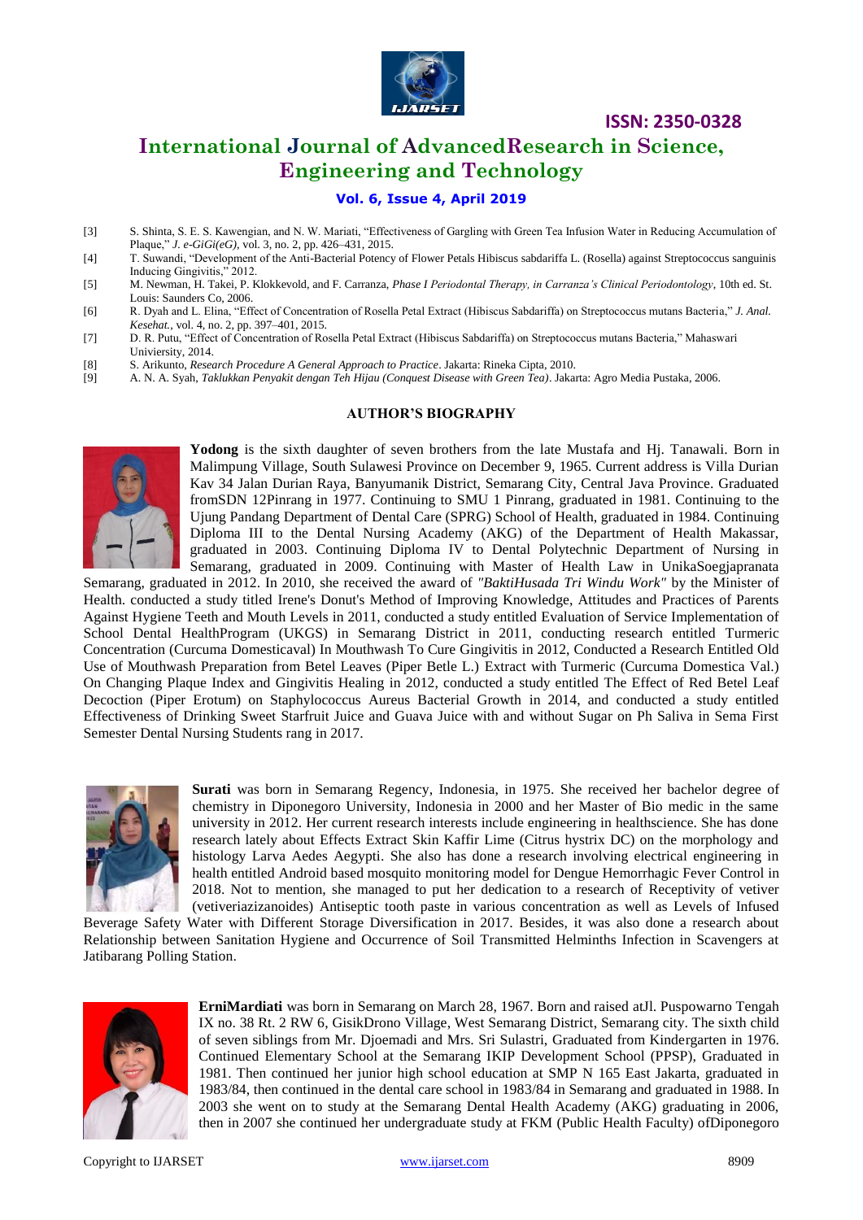[3] S. Shinta, S. E. S. Kawengian, and N. W. Mariati, "Effectiveness of Gargling with Green Tea Infusion Water in Reducing Accumulation of Plaque," *J. e-GiGi(eG)*, vol. 3, no. 2, pp. 426–431, 2015.

[4] T. Suwandi, "Development of the Anti-Bacterial Potency of Flower Petals Hibiscus sabdariffa L. (Rosella) against Streptococcus sanguinis Inducing Gingivitis," 2012.

[5] M. Newman, H. Takei, P. Klokkevold, and F. Carranza, *Phase I Periodontal Therapy, in Carranza's Clinical Periodontology*, 10th ed. St. Louis: Saunders Co, 2006.

[6] R. Dyah and L. Elina, "Effect of Concentration of Rosella Petal Extract (Hibiscus Sabdariffa) on Streptococcus mutans Bacteria," *J. Anal. Kesehat.*, vol. 4, no. 2, pp. 397–401, 2015.

[7] D. R. Putu, "Effect of Concentration of Rosella Petal Extract (Hibiscus Sabdariffa) on Streptococcus mutans Bacteria," Mahaswari Univiersity, 2014.

[8] S. Arikunto, *Research Procedure A General Approach to Practice*. Jakarta: Rineka Cipta, 2010.

[9] A. N. A. Syah, *Taklukkan Penyakit dengan Teh Hijau (Conquest Disease with Green Tea)*. Jakarta: Agro Media Pustaka, 2006.

## AUTHOR'S BIOGRAPHY

**Yodong** is the sixth daughter of seven brothers from the late Mustafa and Hj. Tanawali. Born in Malimpung Village, South Sulawesi Province on December 9, 1965. Current address is Villa Durian Kav 34 Jalan Durian Raya, Banyumanik District, Semarang City, Central Java Province. Graduated fromSDN 12Pinrang in 1977. Continuing to SMU 1 Pinrang, graduated in 1981. Continuing to the Ujung Pandang Department of Dental Care (SPRG) School of Health, graduated in 1984. Continuing Diploma III to the Dental Nursing Academy (AKG) of the Department of Health Makassar, graduated in 2003. Continuing Diploma IV to Dental Polytechnic Department of Nursing in Semarang, graduated in 2009. Continuing with Master of Health Law in UnikaSoegjapranata Semarang, graduated in 2012. In 2010, she received the award of *"BaktiHusada Tri Windu Work"* by the Minister of Health. conducted a study titled Irene's Donut's Method of Improving Knowledge, Attitudes and Practices of Parents Against Hygiene Teeth and Mouth Levels in 2011, conducted a study entitled Evaluation of Service Implementation of School Dental HealthProgram (UKGS) in Semarang District in 2011, conducting research entitled Turmeric Concentration (Curcuma Domesticaval) In Mouthwash To Cure Gingivitis in 2012, Conducted a Research Entitled Old Use of Mouthwash Preparation from Betel Leaves (Piper Betle L.) Extract with Turmeric (Curcuma Domestica Val.) On Changing Plaque Index and Gingivitis Healing in 2012, conducted a study entitled The Effect of Red Betel Leaf Decoction (Piper Erotum) on Staphylococcus Aureus Bacterial Growth in 2014, and conducted a study entitled Effectiveness of Drinking Sweet Starfruit Juice and Guava Juice with and without Sugar on Ph Saliva in Sema First Semester Dental Nursing Students rang in 2017.

**Surati** was born in Semarang Regency, Indonesia, in 1975. She received her bachelor degree of chemistry in Diponegoro University, Indonesia in 2000 and her Master of Bio medic in the same university in 2012. Her current research interests include engineering in healthscience. She has done research lately about Effects Extract Skin Kaffir Lime (Citrus hystrix DC) on the morphology and histology Larva Aedes Aegypti. She also has done a research involving electrical engineering in health entitled Android based mosquito monitoring model for Dengue Hemorrhagic Fever Control in 2018. Not to mention, she managed to put her dedication to a research of Receptivity of vetiver (vetiveriazizanoides) Antiseptic tooth paste in various concentration as well as Levels of Infused Beverage Safety Water with Different Storage Diversification in 2017. Besides, it was also done a research about Relationship between Sanitation Hygiene and Occurrence of Soil Transmitted Helminths Infection in Scavengers at Jatibarang Polling Station.

**ErniMardiati** was born in Semarang on March 28, 1967. Born and raised atJl. Puspowarno Tengah IX no. 38 Rt. 2 RW 6, GisikDrono Village, West Semarang District, Semarang city. The sixth child of seven siblings from Mr. Djoemadi and Mrs. Sri Sulastri, Graduated from Kindergarten in 1976. Continued Elementary School at the Semarang IKIP Development School (PPSP), Graduated in 1981. Then continued her junior high school education at SMP N 165 East Jakarta, graduated in 1983/84, then continued in the dental care school in 1983/84 in Semarang and graduated in 1988. In 2003 she went on to study at the Semarang Dental Health Academy (AKG) graduating in 2006, then in 2007 she continued her undergraduate study at FKM (Public Health Faculty) ofDiponegoro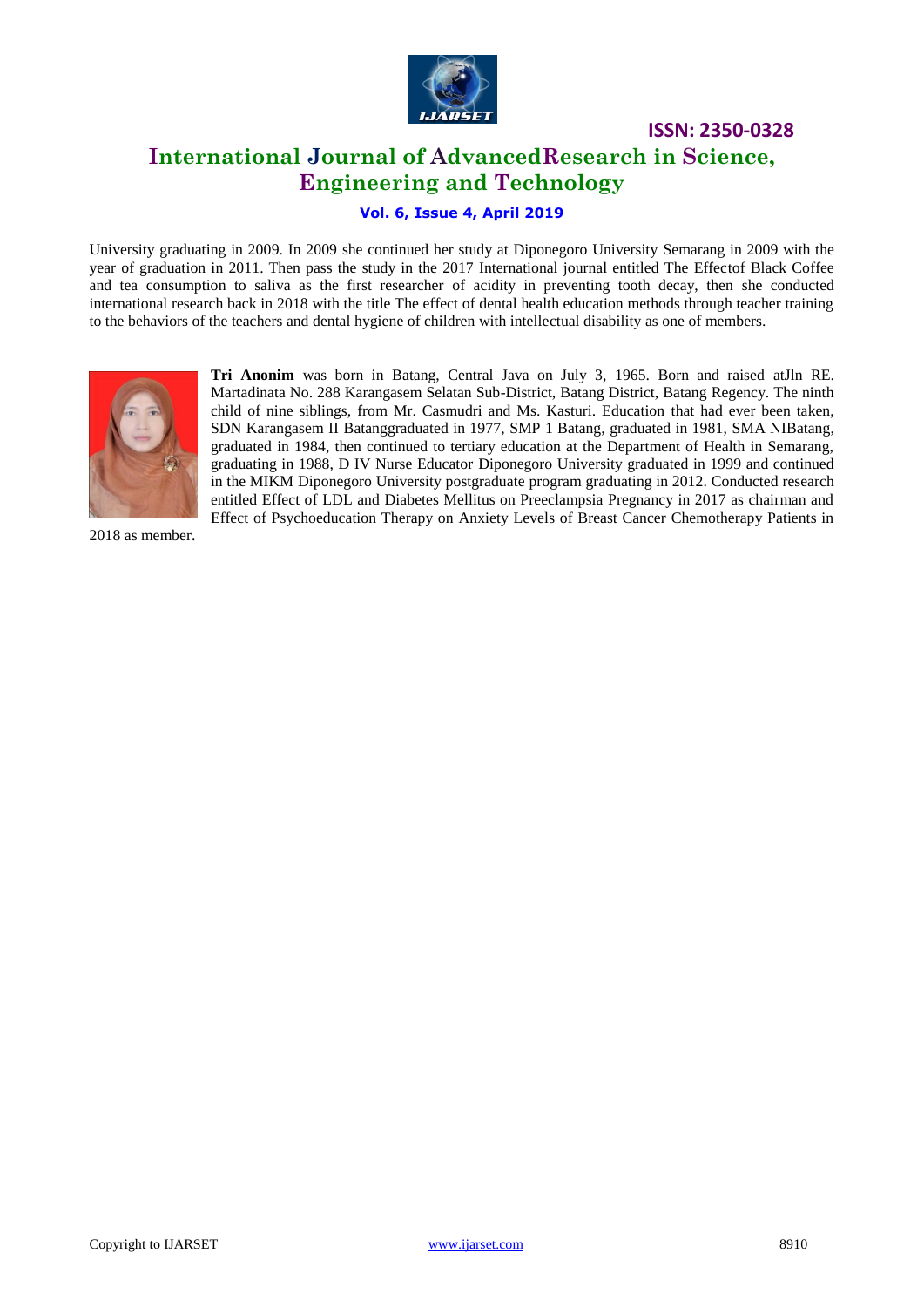University graduating in 2009. In 2009 she continued her study at Diponegoro University Semarang in 2009 with the year of graduation in 2011. Then pass the study in the 2017 International journal entitled The Effectof Black Coffee and tea consumption to saliva as the first researcher of acidity in preventing tooth decay, then she conducted international research back in 2018 with the title The effect of dental health education methods through teacher training to the behaviors of the teachers and dental hygiene of children with intellectual disability as one of members.

**Tri Anonim** was born in Batang, Central Java on July 3, 1965. Born and raised atJln RE. Martadinata No. 288 Karangasem Selatan Sub-District, Batang District, Batang Regency. The ninth child of nine siblings, from Mr. Casmudri and Ms. Kasturi. Education that had ever been taken, SDN Karangasem II Batanggraduated in 1977, SMP 1 Batang, graduated in 1981, SMA NIBatang, graduated in 1984, then continued to tertiary education at the Department of Health in Semarang, graduating in 1988, D IV Nurse Educator Diponegoro University graduated in 1999 and continued in the MIKM Diponegoro University postgraduate program graduating in 2012. Conducted research entitled Effect of LDL and Diabetes Mellitus on Preeclampsia Pregnancy in 2017 as chairman and Effect of Psychoeducation Therapy on Anxiety Levels of Breast Cancer Chemotherapy Patients in 2018 as member.